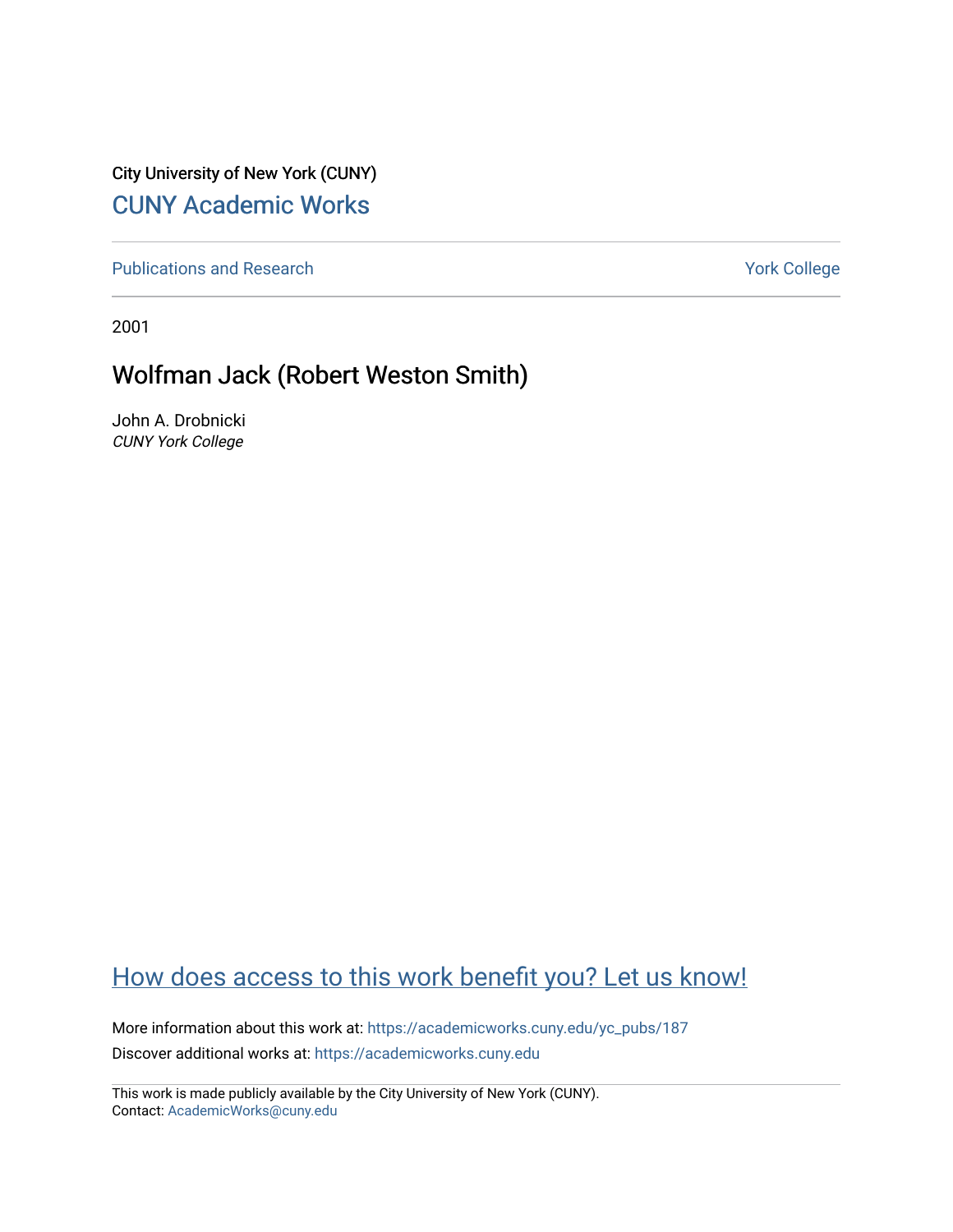City University of New York (CUNY)

CUNY Academic Works

Publications and Research

York College

2001

# Wolfman Jack (Robert Weston Smith)

John A. Drobnicki
*CUNY York College*

How does access to this work benefit you? Let us know!

More information about this work at: https://academicworks.cuny.edu/yc_pubs/187

Discover additional works at: https://academicworks.cuny.edu

This work is made publicly available by the City University of New York (CUNY).
Contact: AcademicWorks@cuny.edu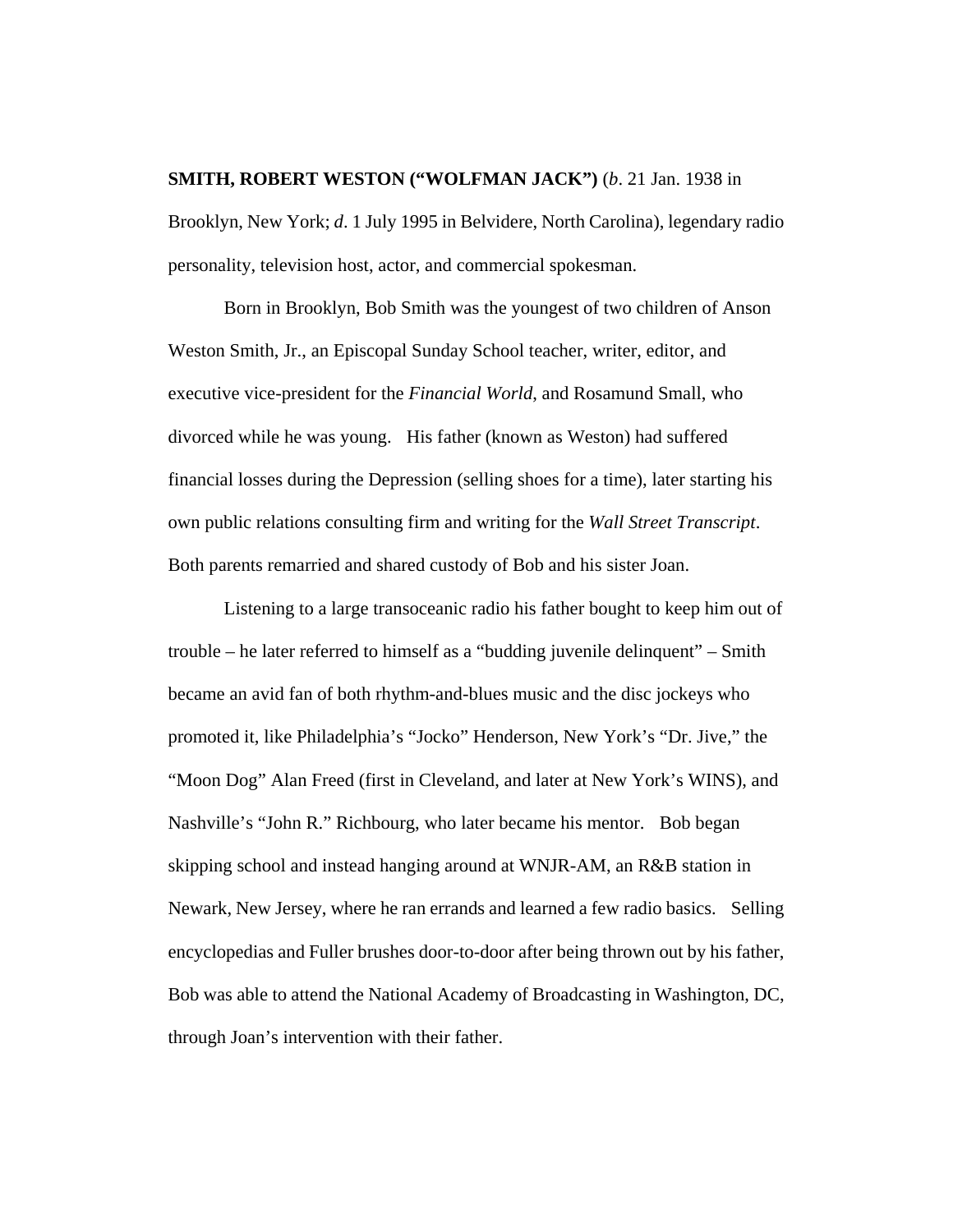**SMITH, ROBERT WESTON ("WOLFMAN JACK")** (*b*. 21 Jan. 1938 in Brooklyn, New York; *d*. 1 July 1995 in Belvidere, North Carolina), legendary radio personality, television host, actor, and commercial spokesman.

Born in Brooklyn, Bob Smith was the youngest of two children of Anson Weston Smith, Jr., an Episcopal Sunday School teacher, writer, editor, and executive vice-president for the *Financial World*, and Rosamund Small, who divorced while he was young. His father (known as Weston) had suffered financial losses during the Depression (selling shoes for a time), later starting his own public relations consulting firm and writing for the *Wall Street Transcript*. Both parents remarried and shared custody of Bob and his sister Joan.

Listening to a large transoceanic radio his father bought to keep him out of trouble – he later referred to himself as a "budding juvenile delinquent" – Smith became an avid fan of both rhythm-and-blues music and the disc jockeys who promoted it, like Philadelphia's "Jocko" Henderson, New York's "Dr. Jive," the "Moon Dog" Alan Freed (first in Cleveland, and later at New York's WINS), and Nashville's "John R." Richbourg, who later became his mentor. Bob began skipping school and instead hanging around at WNJR-AM, an R&B station in Newark, New Jersey, where he ran errands and learned a few radio basics. Selling encyclopedias and Fuller brushes door-to-door after being thrown out by his father, Bob was able to attend the National Academy of Broadcasting in Washington, DC, through Joan's intervention with their father.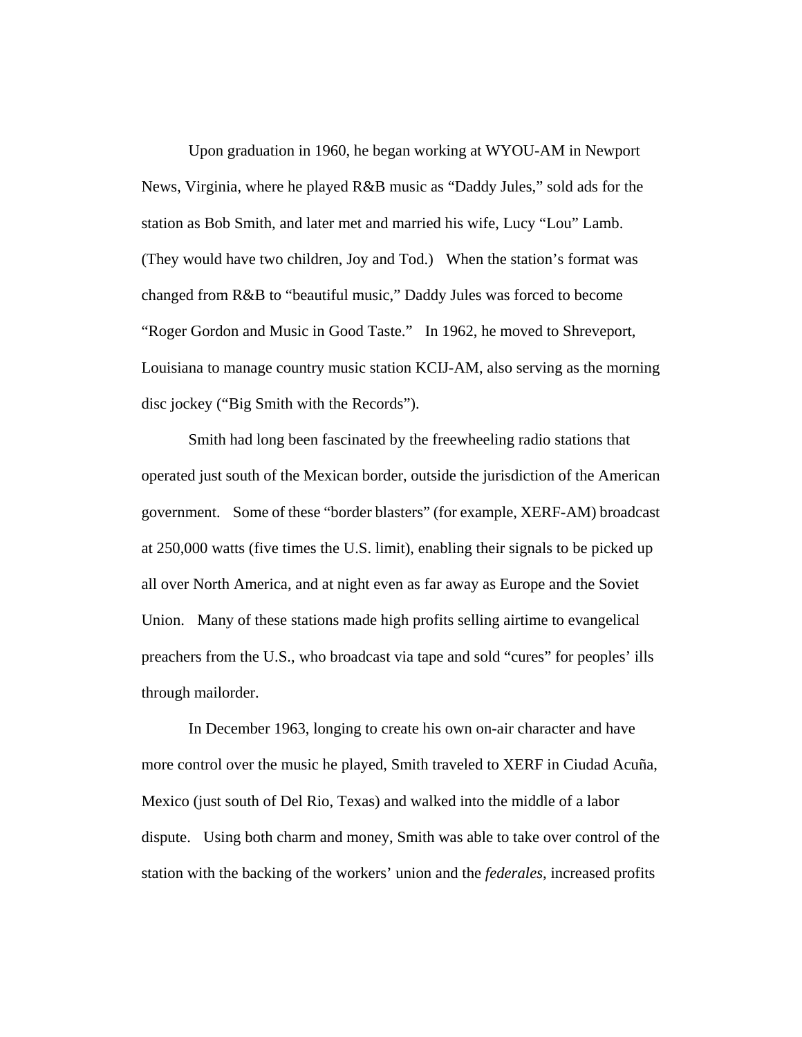Upon graduation in 1960, he began working at WYOU-AM in Newport News, Virginia, where he played R&B music as “Daddy Jules,” sold ads for the station as Bob Smith, and later met and married his wife, Lucy “Lou” Lamb. (They would have two children, Joy and Tod.) When the station’s format was changed from R&B to “beautiful music,” Daddy Jules was forced to become “Roger Gordon and Music in Good Taste.” In 1962, he moved to Shreveport, Louisiana to manage country music station KCIJ-AM, also serving as the morning disc jockey (“Big Smith with the Records”).

Smith had long been fascinated by the freewheeling radio stations that operated just south of the Mexican border, outside the jurisdiction of the American government. Some of these “border blasters” (for example, XERF-AM) broadcast at 250,000 watts (five times the U.S. limit), enabling their signals to be picked up all over North America, and at night even as far away as Europe and the Soviet Union. Many of these stations made high profits selling airtime to evangelical preachers from the U.S., who broadcast via tape and sold “cures” for peoples’ ills through mailorder.

In December 1963, longing to create his own on-air character and have more control over the music he played, Smith traveled to XERF in Ciudad Acuña, Mexico (just south of Del Rio, Texas) and walked into the middle of a labor dispute. Using both charm and money, Smith was able to take over control of the station with the backing of the workers’ union and the *federales*, increased profits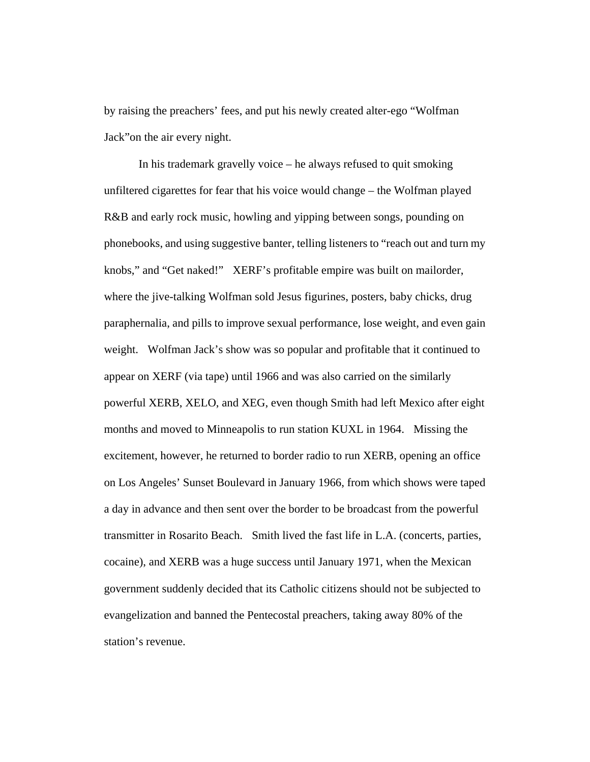by raising the preachers' fees, and put his newly created alter-ego "Wolfman Jack"on the air every night.

In his trademark gravelly voice – he always refused to quit smoking unfiltered cigarettes for fear that his voice would change – the Wolfman played R&B and early rock music, howling and yipping between songs, pounding on phonebooks, and using suggestive banter, telling listeners to "reach out and turn my knobs," and "Get naked!" XERF's profitable empire was built on mailorder, where the jive-talking Wolfman sold Jesus figurines, posters, baby chicks, drug paraphernalia, and pills to improve sexual performance, lose weight, and even gain weight. Wolfman Jack's show was so popular and profitable that it continued to appear on XERF (via tape) until 1966 and was also carried on the similarly powerful XERB, XELO, and XEG, even though Smith had left Mexico after eight months and moved to Minneapolis to run station KUXL in 1964. Missing the excitement, however, he returned to border radio to run XERB, opening an office on Los Angeles' Sunset Boulevard in January 1966, from which shows were taped a day in advance and then sent over the border to be broadcast from the powerful transmitter in Rosarito Beach. Smith lived the fast life in L.A. (concerts, parties, cocaine), and XERB was a huge success until January 1971, when the Mexican government suddenly decided that its Catholic citizens should not be subjected to evangelization and banned the Pentecostal preachers, taking away 80% of the station's revenue.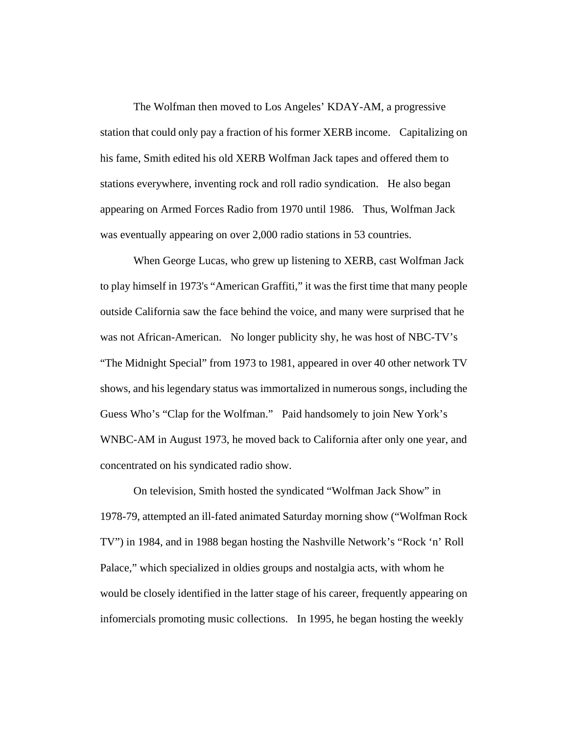The Wolfman then moved to Los Angeles' KDAY-AM, a progressive station that could only pay a fraction of his former XERB income. Capitalizing on his fame, Smith edited his old XERB Wolfman Jack tapes and offered them to stations everywhere, inventing rock and roll radio syndication. He also began appearing on Armed Forces Radio from 1970 until 1986. Thus, Wolfman Jack was eventually appearing on over 2,000 radio stations in 53 countries.

When George Lucas, who grew up listening to XERB, cast Wolfman Jack to play himself in 1973's "American Graffiti," it was the first time that many people outside California saw the face behind the voice, and many were surprised that he was not African-American. No longer publicity shy, he was host of NBC-TV's "The Midnight Special" from 1973 to 1981, appeared in over 40 other network TV shows, and his legendary status was immortalized in numerous songs, including the Guess Who's "Clap for the Wolfman." Paid handsomely to join New York's WNBC-AM in August 1973, he moved back to California after only one year, and concentrated on his syndicated radio show.

On television, Smith hosted the syndicated "Wolfman Jack Show" in 1978-79, attempted an ill-fated animated Saturday morning show ("Wolfman Rock TV") in 1984, and in 1988 began hosting the Nashville Network's "Rock 'n' Roll Palace," which specialized in oldies groups and nostalgia acts, with whom he would be closely identified in the latter stage of his career, frequently appearing on infomercials promoting music collections. In 1995, he began hosting the weekly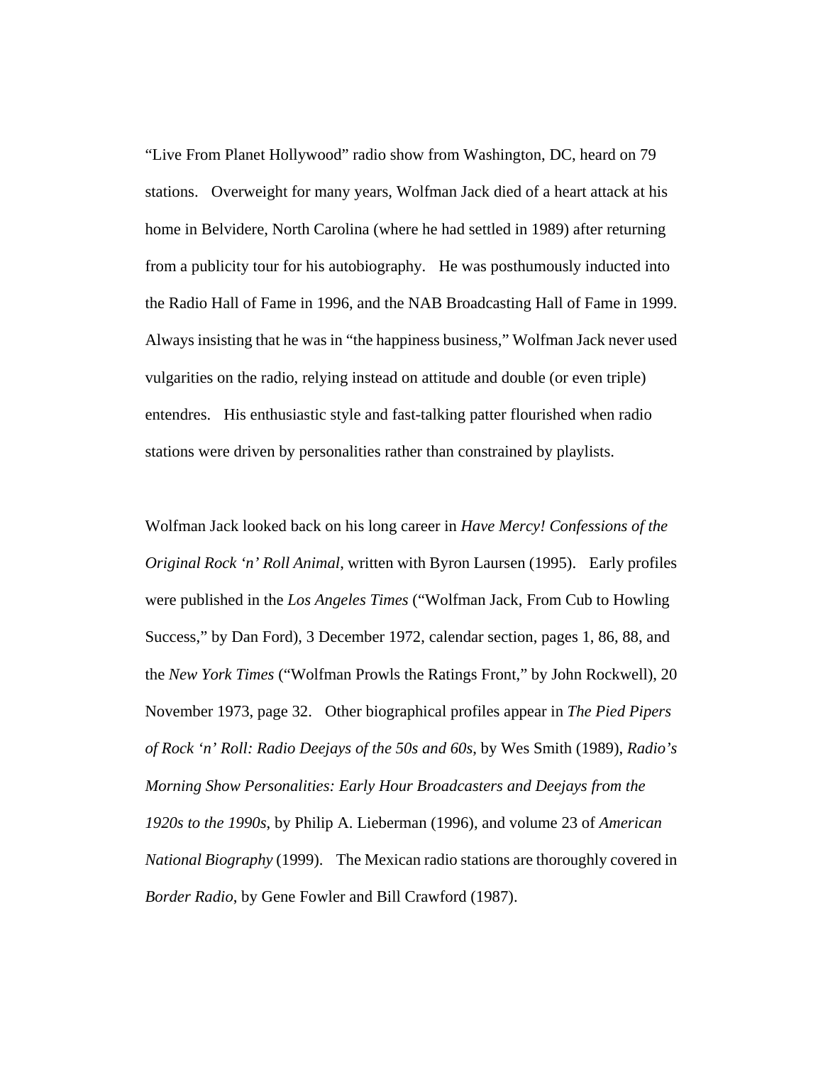"Live From Planet Hollywood" radio show from Washington, DC, heard on 79 stations. Overweight for many years, Wolfman Jack died of a heart attack at his home in Belvidere, North Carolina (where he had settled in 1989) after returning from a publicity tour for his autobiography. He was posthumously inducted into the Radio Hall of Fame in 1996, and the NAB Broadcasting Hall of Fame in 1999. Always insisting that he was in "the happiness business," Wolfman Jack never used vulgarities on the radio, relying instead on attitude and double (or even triple) entendres. His enthusiastic style and fast-talking patter flourished when radio stations were driven by personalities rather than constrained by playlists.

Wolfman Jack looked back on his long career in *Have Mercy! Confessions of the Original Rock 'n' Roll Animal*, written with Byron Laursen (1995). Early profiles were published in the *Los Angeles Times* ("Wolfman Jack, From Cub to Howling Success," by Dan Ford), 3 December 1972, calendar section, pages 1, 86, 88, and the *New York Times* ("Wolfman Prowls the Ratings Front," by John Rockwell), 20 November 1973, page 32. Other biographical profiles appear in *The Pied Pipers of Rock 'n' Roll: Radio Deejays of the 50s and 60s*, by Wes Smith (1989), *Radio's Morning Show Personalities: Early Hour Broadcasters and Deejays from the 1920s to the 1990s*, by Philip A. Lieberman (1996), and volume 23 of *American National Biography* (1999). The Mexican radio stations are thoroughly covered in *Border Radio*, by Gene Fowler and Bill Crawford (1987).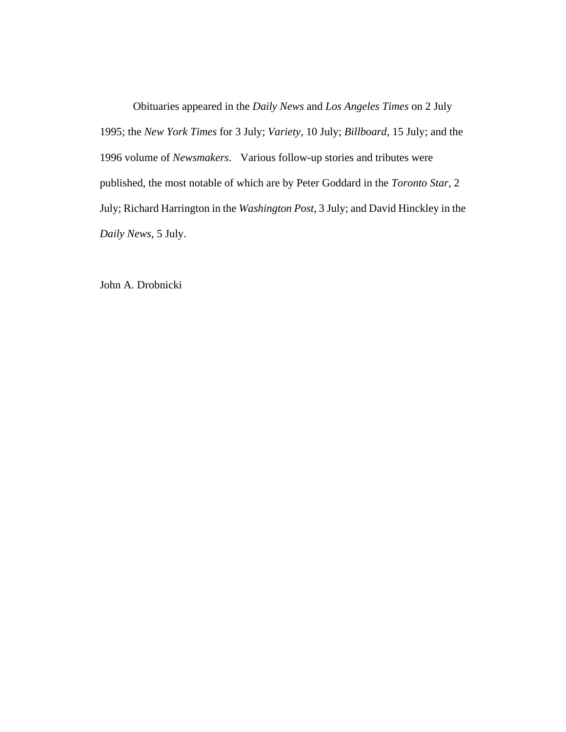Obituaries appeared in the *Daily News* and *Los Angeles Times* on 2 July 1995; the *New York Times* for 3 July; *Variety*, 10 July; *Billboard*, 15 July; and the 1996 volume of *Newsmakers*. Various follow-up stories and tributes were published, the most notable of which are by Peter Goddard in the *Toronto Star*, 2 July; Richard Harrington in the *Washington Post*, 3 July; and David Hinckley in the *Daily News*, 5 July.

John A. Drobnicki